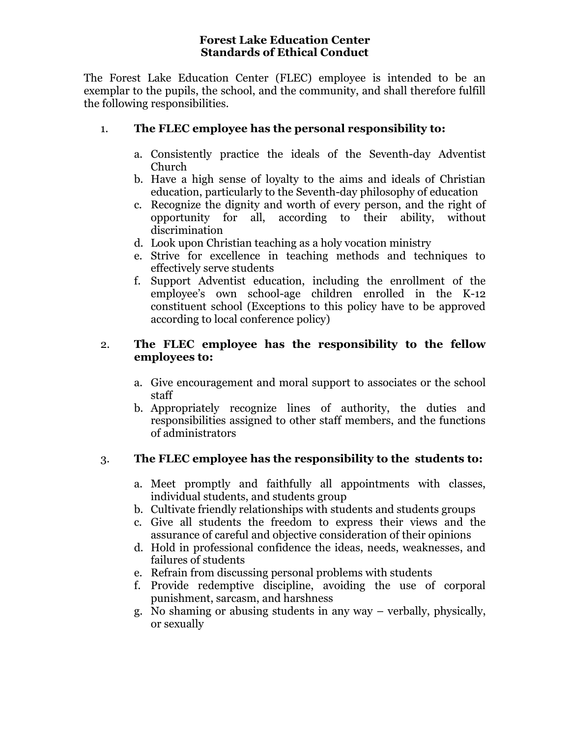# Forest Lake Education Center
# Standards of Ethical Conduct

The Forest Lake Education Center (FLEC) employee is intended to be an exemplar to the pupils, the school, and the community, and shall therefore fulfill the following responsibilities.

1. **The FLEC employee has the personal responsibility to:**

   a. Consistently practice the ideals of the Seventh-day Adventist Church
   b. Have a high sense of loyalty to the aims and ideals of Christian education, particularly to the Seventh-day philosophy of education
   c. Recognize the dignity and worth of every person, and the right of opportunity for all, according to their ability, without discrimination
   d. Look upon Christian teaching as a holy vocation ministry
   e. Strive for excellence in teaching methods and techniques to effectively serve students
   f. Support Adventist education, including the enrollment of the employee's own school-age children enrolled in the K-12 constituent school (Exceptions to this policy have to be approved according to local conference policy)

2. **The FLEC employee has the responsibility to the fellow employees to:**

   a. Give encouragement and moral support to associates or the school staff
   b. Appropriately recognize lines of authority, the duties and responsibilities assigned to other staff members, and the functions of administrators

3. **The FLEC employee has the responsibility to the students to:**

   a. Meet promptly and faithfully all appointments with classes, individual students, and students group
   b. Cultivate friendly relationships with students and students groups
   c. Give all students the freedom to express their views and the assurance of careful and objective consideration of their opinions
   d. Hold in professional confidence the ideas, needs, weaknesses, and failures of students
   e. Refrain from discussing personal problems with students
   f. Provide redemptive discipline, avoiding the use of corporal punishment, sarcasm, and harshness
   g. No shaming or abusing students in any way – verbally, physically, or sexually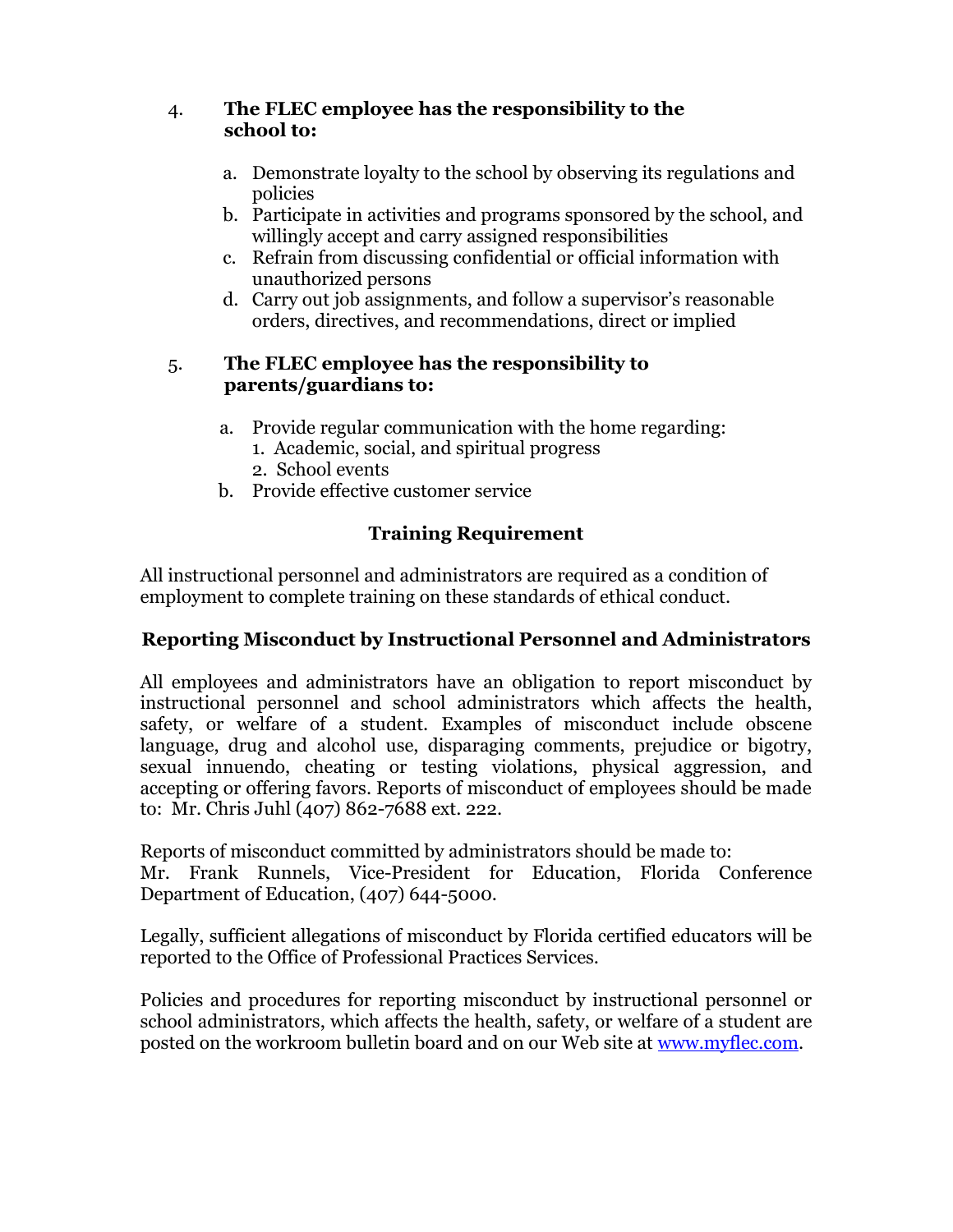4. **The FLEC employee has the responsibility to the school to:**

   a. Demonstrate loyalty to the school by observing its regulations and policies
   b. Participate in activities and programs sponsored by the school, and willingly accept and carry assigned responsibilities
   c. Refrain from discussing confidential or official information with unauthorized persons
   d. Carry out job assignments, and follow a supervisor's reasonable orders, directives, and recommendations, direct or implied

5. **The FLEC employee has the responsibility to parents/guardians to:**

   a. Provide regular communication with the home regarding:
      1. Academic, social, and spiritual progress
      2. School events
   b. Provide effective customer service

## Training Requirement

All instructional personnel and administrators are required as a condition of employment to complete training on these standards of ethical conduct.

## Reporting Misconduct by Instructional Personnel and Administrators

All employees and administrators have an obligation to report misconduct by instructional personnel and school administrators which affects the health, safety, or welfare of a student. Examples of misconduct include obscene language, drug and alcohol use, disparaging comments, prejudice or bigotry, sexual innuendo, cheating or testing violations, physical aggression, and accepting or offering favors. Reports of misconduct of employees should be made to: Mr. Chris Juhl (407) 862-7688 ext. 222.

Reports of misconduct committed by administrators should be made to:
Mr. Frank Runnels, Vice-President for Education, Florida Conference Department of Education, (407) 644-5000.

Legally, sufficient allegations of misconduct by Florida certified educators will be reported to the Office of Professional Practices Services.

Policies and procedures for reporting misconduct by instructional personnel or school administrators, which affects the health, safety, or welfare of a student are posted on the workroom bulletin board and on our Web site at [www.myflec.com](http://www.myflec.com).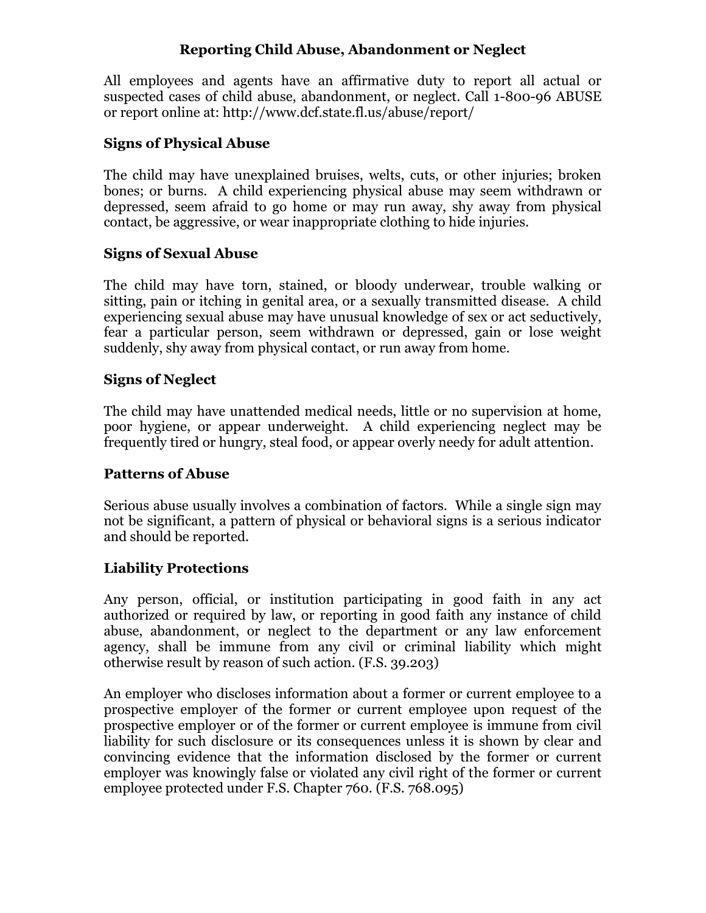# Reporting Child Abuse, Abandonment or Neglect

All employees and agents have an affirmative duty to report all actual or suspected cases of child abuse, abandonment, or neglect. Call 1-800-96 ABUSE or report online at: http://www.dcf.state.fl.us/abuse/report/

## Signs of Physical Abuse

The child may have unexplained bruises, welts, cuts, or other injuries; broken bones; or burns. A child experiencing physical abuse may seem withdrawn or depressed, seem afraid to go home or may run away, shy away from physical contact, be aggressive, or wear inappropriate clothing to hide injuries.

## Signs of Sexual Abuse

The child may have torn, stained, or bloody underwear, trouble walking or sitting, pain or itching in genital area, or a sexually transmitted disease. A child experiencing sexual abuse may have unusual knowledge of sex or act seductively, fear a particular person, seem withdrawn or depressed, gain or lose weight suddenly, shy away from physical contact, or run away from home.

## Signs of Neglect

The child may have unattended medical needs, little or no supervision at home, poor hygiene, or appear underweight. A child experiencing neglect may be frequently tired or hungry, steal food, or appear overly needy for adult attention.

## Patterns of Abuse

Serious abuse usually involves a combination of factors. While a single sign may not be significant, a pattern of physical or behavioral signs is a serious indicator and should be reported.

## Liability Protections

Any person, official, or institution participating in good faith in any act authorized or required by law, or reporting in good faith any instance of child abuse, abandonment, or neglect to the department or any law enforcement agency, shall be immune from any civil or criminal liability which might otherwise result by reason of such action. (F.S. 39.203)

An employer who discloses information about a former or current employee to a prospective employer of the former or current employee upon request of the prospective employer or of the former or current employee is immune from civil liability for such disclosure or its consequences unless it is shown by clear and convincing evidence that the information disclosed by the former or current employer was knowingly false or violated any civil right of the former or current employee protected under F.S. Chapter 760. (F.S. 768.095)